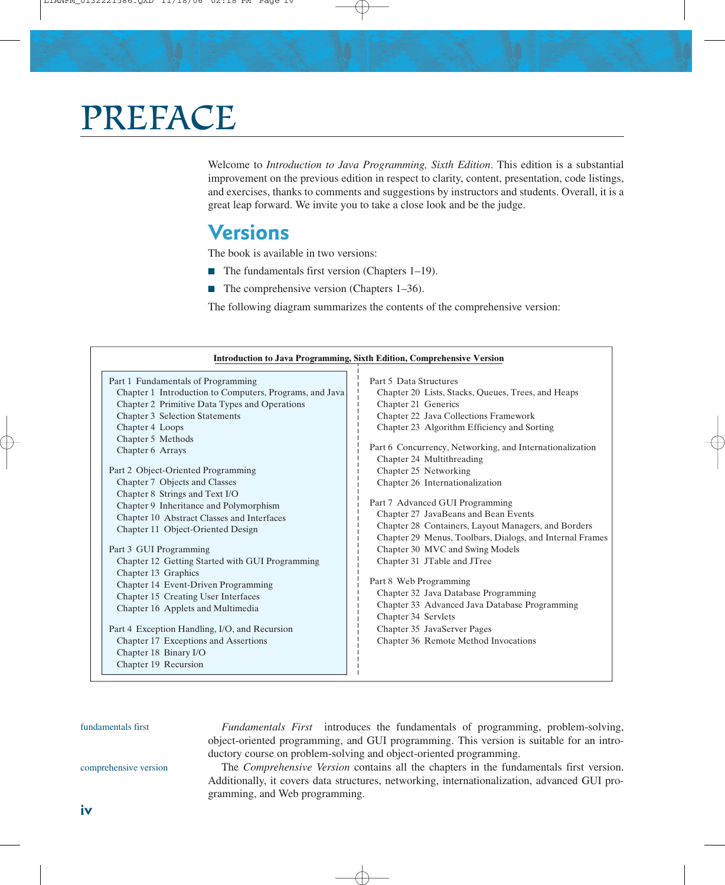# PREFACE

Welcome to *Introduction to Java Programming, Sixth Edition*. This edition is a substantial improvement on the previous edition in respect to clarity, content, presentation, code listings, and exercises, thanks to comments and suggestions by instructors and students. Overall, it is a great leap forward. We invite you to take a close look and be the judge.

## Versions

The book is available in two versions:

- The fundamentals first version (Chapters 1–19).
- The comprehensive version (Chapters 1–36).

The following diagram summarizes the contents of the comprehensive version:

**Introduction to Java Programming, Sixth Edition, Comprehensive Version**

Part 1 Fundamentals of Programming
- Chapter 1 Introduction to Computers, Programs, and Java
- Chapter 2 Primitive Data Types and Operations
- Chapter 3 Selection Statements
- Chapter 4 Loops
- Chapter 5 Methods
- Chapter 6 Arrays

Part 2 Object-Oriented Programming
- Chapter 7 Objects and Classes
- Chapter 8 Strings and Text I/O
- Chapter 9 Inheritance and Polymorphism
- Chapter 10 Abstract Classes and Interfaces
- Chapter 11 Object-Oriented Design

Part 3 GUI Programming
- Chapter 12 Getting Started with GUI Programming
- Chapter 13 Graphics
- Chapter 14 Event-Driven Programming
- Chapter 15 Creating User Interfaces
- Chapter 16 Applets and Multimedia

Part 4 Exception Handling, I/O, and Recursion
- Chapter 17 Exceptions and Assertions
- Chapter 18 Binary I/O
- Chapter 19 Recursion

Part 5 Data Structures
- Chapter 20 Lists, Stacks, Queues, Trees, and Heaps
- Chapter 21 Generics
- Chapter 22 Java Collections Framework
- Chapter 23 Algorithm Efficiency and Sorting

Part 6 Concurrency, Networking, and Internationalization
- Chapter 24 Multithreading
- Chapter 25 Networking
- Chapter 26 Internationalization

Part 7 Advanced GUI Programming
- Chapter 27 JavaBeans and Bean Events
- Chapter 28 Containers, Layout Managers, and Borders
- Chapter 29 Menus, Toolbars, Dialogs, and Internal Frames
- Chapter 30 MVC and Swing Models
- Chapter 31 JTable and JTree

Part 8 Web Programming
- Chapter 32 Java Database Programming
- Chapter 33 Advanced Java Database Programming
- Chapter 34 Servlets
- Chapter 35 JavaServer Pages
- Chapter 36 Remote Method Invocations

*Fundamentals First* introduces the fundamentals of programming, problem-solving, object-oriented programming, and GUI programming. This version is suitable for an introductory course on problem-solving and object-oriented programming.

The *Comprehensive Version* contains all the chapters in the fundamentals first version. Additionally, it covers data structures, networking, internationalization, advanced GUI programming, and Web programming.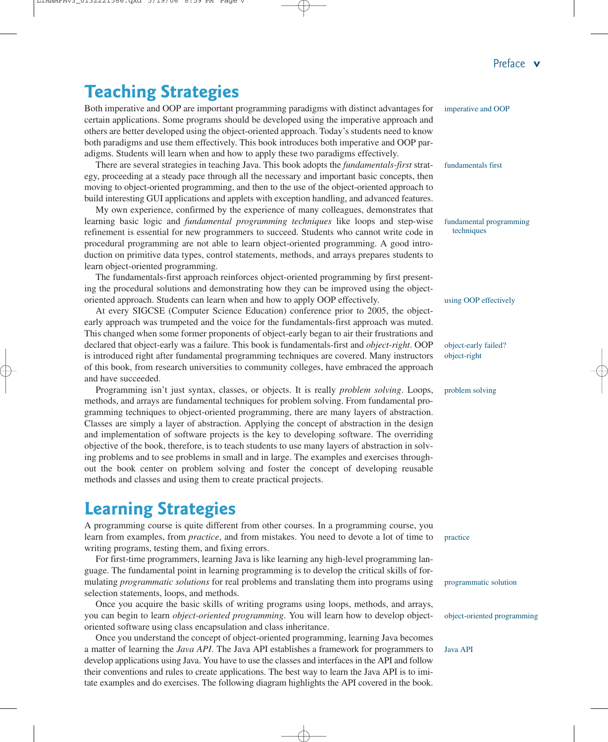## Teaching Strategies

Both imperative and OOP are important programming paradigms with distinct advantages for certain applications. Some programs should be developed using the imperative approach and others are better developed using the object-oriented approach. Today's students need to know both paradigms and use them effectively. This book introduces both imperative and OOP paradigms. Students will learn when and how to apply these two paradigms effectively.

imperative and OOP

There are several strategies in teaching Java. This book adopts the *fundamentals-first* strategy, proceeding at a steady pace through all the necessary and important basic concepts, then moving to object-oriented programming, and then to the use of the object-oriented approach to build interesting GUI applications and applets with exception handling, and advanced features.

fundamentals first

My own experience, confirmed by the experience of many colleagues, demonstrates that learning basic logic and *fundamental programming techniques* like loops and step-wise refinement is essential for new programmers to succeed. Students who cannot write code in procedural programming are not able to learn object-oriented programming. A good introduction on primitive data types, control statements, methods, and arrays prepares students to learn object-oriented programming.

fundamental programming techniques

The fundamentals-first approach reinforces object-oriented programming by first presenting the procedural solutions and demonstrating how they can be improved using the object-oriented approach. Students can learn when and how to apply OOP effectively.

using OOP effectively

At every SIGCSE (Computer Science Education) conference prior to 2005, the object-early approach was trumpeted and the voice for the fundamentals-first approach was muted. This changed when some former proponents of object-early began to air their frustrations and declared that object-early was a failure. This book is fundamentals-first and *object-right*. OOP is introduced right after fundamental programming techniques are covered. Many instructors of this book, from research universities to community colleges, have embraced the approach and have succeeded.

object-early failed?
object-right

Programming isn't just syntax, classes, or objects. It is really *problem solving*. Loops, methods, and arrays are fundamental techniques for problem solving. From fundamental programming techniques to object-oriented programming, there are many layers of abstraction. Classes are simply a layer of abstraction. Applying the concept of abstraction in the design and implementation of software projects is the key to developing software. The overriding objective of the book, therefore, is to teach students to use many layers of abstraction in solving problems and to see problems in small and in large. The examples and exercises throughout the book center on problem solving and foster the concept of developing reusable methods and classes and using them to create practical projects.

problem solving

## Learning Strategies

A programming course is quite different from other courses. In a programming course, you learn from examples, from *practice*, and from mistakes. You need to devote a lot of time to writing programs, testing them, and fixing errors.

practice

For first-time programmers, learning Java is like learning any high-level programming language. The fundamental point in learning programming is to develop the critical skills of formulating *programmatic solutions* for real problems and translating them into programs using selection statements, loops, and methods.

programmatic solution

Once you acquire the basic skills of writing programs using loops, methods, and arrays, you can begin to learn *object-oriented programming*. You will learn how to develop object-oriented software using class encapsulation and class inheritance.

object-oriented programming

Once you understand the concept of object-oriented programming, learning Java becomes a matter of learning the *Java API*. The Java API establishes a framework for programmers to develop applications using Java. You have to use the classes and interfaces in the API and follow their conventions and rules to create applications. The best way to learn the Java API is to imitate examples and do exercises. The following diagram highlights the API covered in the book.

Java API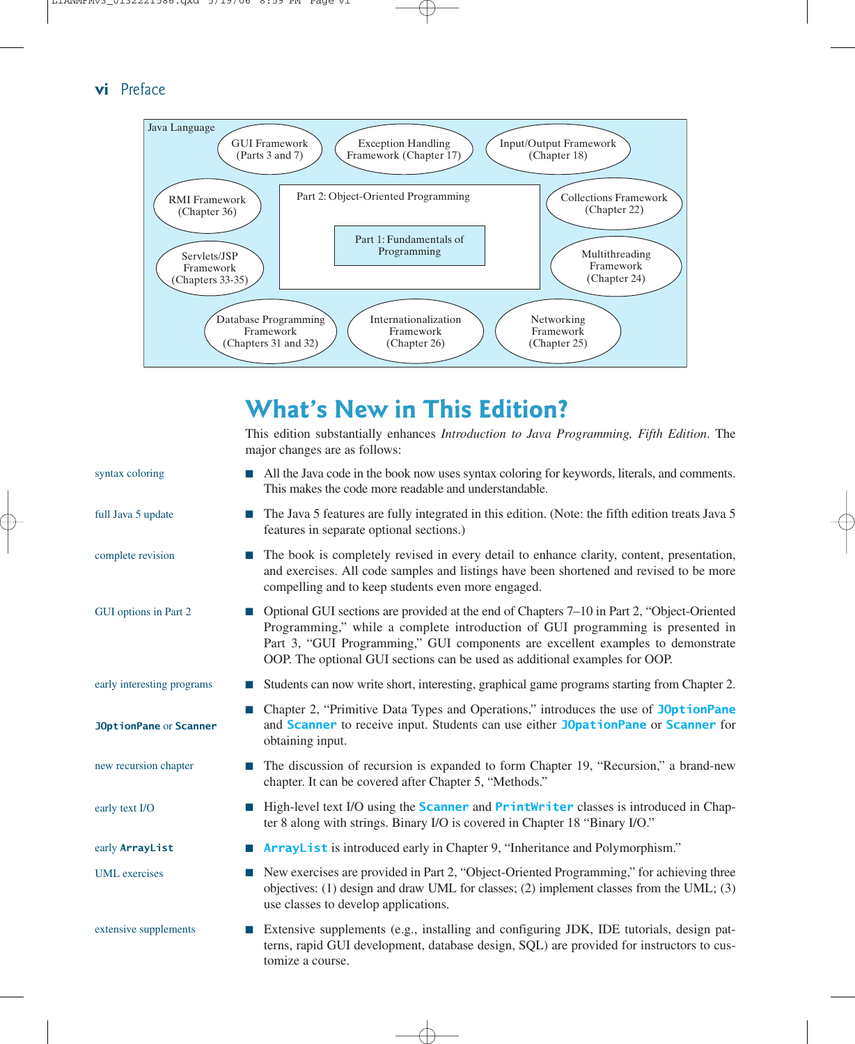Java Language

- GUI Framework (Parts 3 and 7)
- Exception Handling Framework (Chapter 17)
- Input/Output Framework (Chapter 18)
- RMI Framework (Chapter 36)
- Part 2: Object-Oriented Programming
  - Part 1: Fundamentals of Programming
- Collections Framework (Chapter 22)
- Servlets/JSP Framework (Chapters 33-35)
- Multithreading Framework (Chapter 24)
- Database Programming Framework (Chapters 31 and 32)
- Internationalization Framework (Chapter 26)
- Networking Framework (Chapter 25)

## What's New in This Edition?

This edition substantially enhances *Introduction to Java Programming, Fifth Edition*. The major changes are as follows:

- *syntax coloring* — All the Java code in the book now uses syntax coloring for keywords, literals, and comments. This makes the code more readable and understandable.
- *full Java 5 update* — The Java 5 features are fully integrated in this edition. (Note: the fifth edition treats Java 5 features in separate optional sections.)
- *complete revision* — The book is completely revised in every detail to enhance clarity, content, presentation, and exercises. All code samples and listings have been shortened and revised to be more compelling and to keep students even more engaged.
- *GUI options in Part 2* — Optional GUI sections are provided at the end of Chapters 7–10 in Part 2, "Object-Oriented Programming," while a complete introduction of GUI programming is presented in Part 3, "GUI Programming," GUI components are excellent examples to demonstrate OOP. The optional GUI sections can be used as additional examples for OOP.
- *early interesting programs* — Students can now write short, interesting, graphical game programs starting from Chapter 2.
- *`JOptionPane` or `Scanner`* — Chapter 2, "Primitive Data Types and Operations," introduces the use of `JOptionPane` and `Scanner` to receive input. Students can use either `JOpationPane` or `Scanner` for obtaining input.
- *new recursion chapter* — The discussion of recursion is expanded to form Chapter 19, "Recursion," a brand-new chapter. It can be covered after Chapter 5, "Methods."
- *early text I/O* — High-level text I/O using the `Scanner` and `PrintWriter` classes is introduced in Chapter 8 along with strings. Binary I/O is covered in Chapter 18 "Binary I/O."
- *early `ArrayList`* — `ArrayList` is introduced early in Chapter 9, "Inheritance and Polymorphism."
- *UML exercises* — New exercises are provided in Part 2, "Object-Oriented Programming," for achieving three objectives: (1) design and draw UML for classes; (2) implement classes from the UML; (3) use classes to develop applications.
- *extensive supplements* — Extensive supplements (e.g., installing and configuring JDK, IDE tutorials, design patterns, rapid GUI development, database design, SQL) are provided for instructors to customize a course.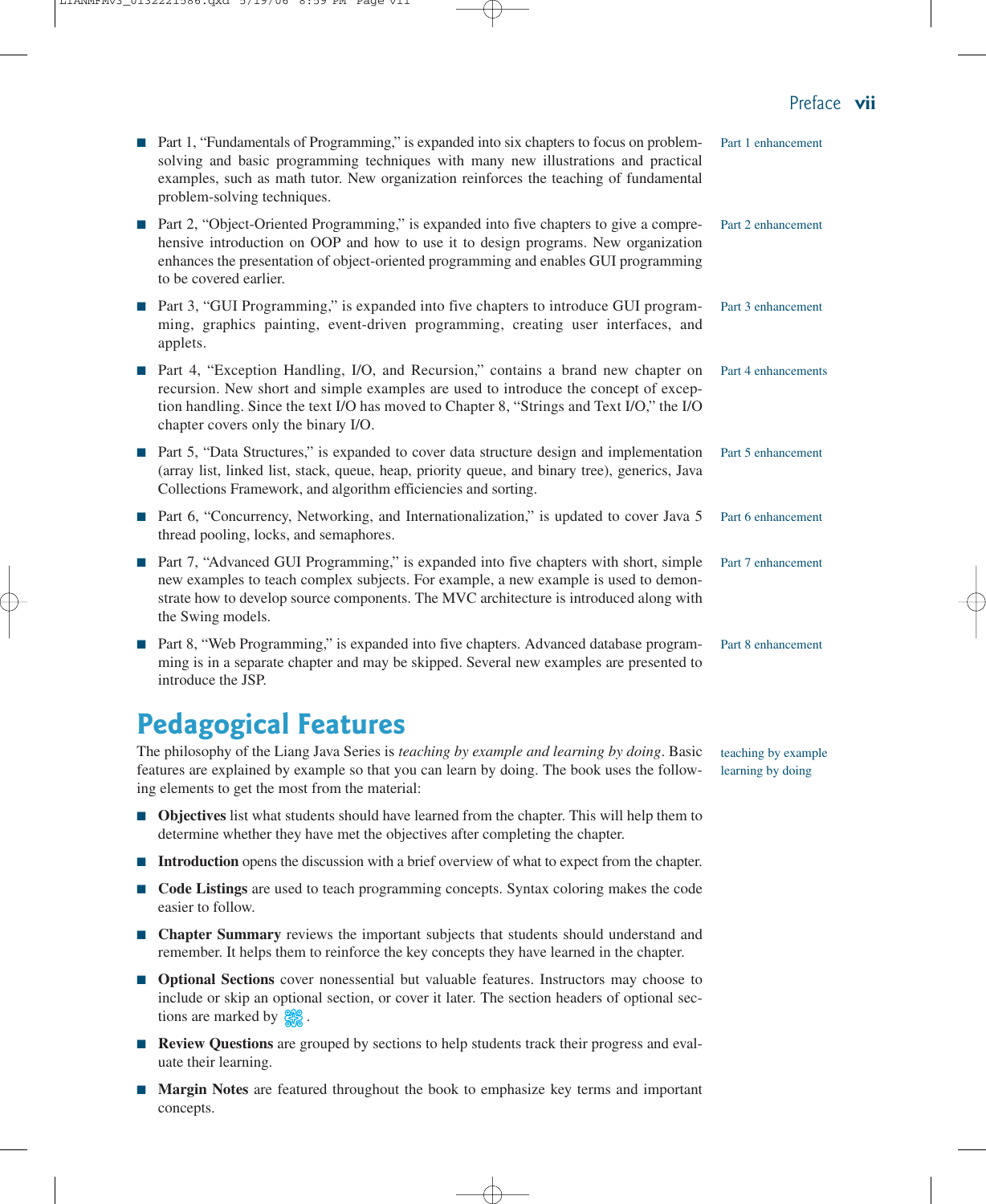- Part 1, "Fundamentals of Programming," is expanded into six chapters to focus on problem-solving and basic programming techniques with many new illustrations and practical examples, such as math tutor. New organization reinforces the teaching of fundamental problem-solving techniques.

Part 1 enhancement

- Part 2, "Object-Oriented Programming," is expanded into five chapters to give a comprehensive introduction on OOP and how to use it to design programs. New organization enhances the presentation of object-oriented programming and enables GUI programming to be covered earlier.

Part 2 enhancement

- Part 3, "GUI Programming," is expanded into five chapters to introduce GUI programming, graphics painting, event-driven programming, creating user interfaces, and applets.

Part 3 enhancement

- Part 4, "Exception Handling, I/O, and Recursion," contains a brand new chapter on recursion. New short and simple examples are used to introduce the concept of exception handling. Since the text I/O has moved to Chapter 8, "Strings and Text I/O," the I/O chapter covers only the binary I/O.

Part 4 enhancements

- Part 5, "Data Structures," is expanded to cover data structure design and implementation (array list, linked list, stack, queue, heap, priority queue, and binary tree), generics, Java Collections Framework, and algorithm efficiencies and sorting.

Part 5 enhancement

- Part 6, "Concurrency, Networking, and Internationalization," is updated to cover Java 5 thread pooling, locks, and semaphores.

Part 6 enhancement

- Part 7, "Advanced GUI Programming," is expanded into five chapters with short, simple new examples to teach complex subjects. For example, a new example is used to demonstrate how to develop source components. The MVC architecture is introduced along with the Swing models.

Part 7 enhancement

- Part 8, "Web Programming," is expanded into five chapters. Advanced database programming is in a separate chapter and may be skipped. Several new examples are presented to introduce the JSP.

Part 8 enhancement

## Pedagogical Features

The philosophy of the Liang Java Series is *teaching by example and learning by doing*. Basic features are explained by example so that you can learn by doing. The book uses the following elements to get the most from the material:

teaching by example
learning by doing

- **Objectives** list what students should have learned from the chapter. This will help them to determine whether they have met the objectives after completing the chapter.
- **Introduction** opens the discussion with a brief overview of what to expect from the chapter.
- **Code Listings** are used to teach programming concepts. Syntax coloring makes the code easier to follow.
- **Chapter Summary** reviews the important subjects that students should understand and remember. It helps them to reinforce the key concepts they have learned in the chapter.
- **Optional Sections** cover nonessential but valuable features. Instructors may choose to include or skip an optional section, or cover it later. The section headers of optional sections are marked by ❖.
- **Review Questions** are grouped by sections to help students track their progress and evaluate their learning.
- **Margin Notes** are featured throughout the book to emphasize key terms and important concepts.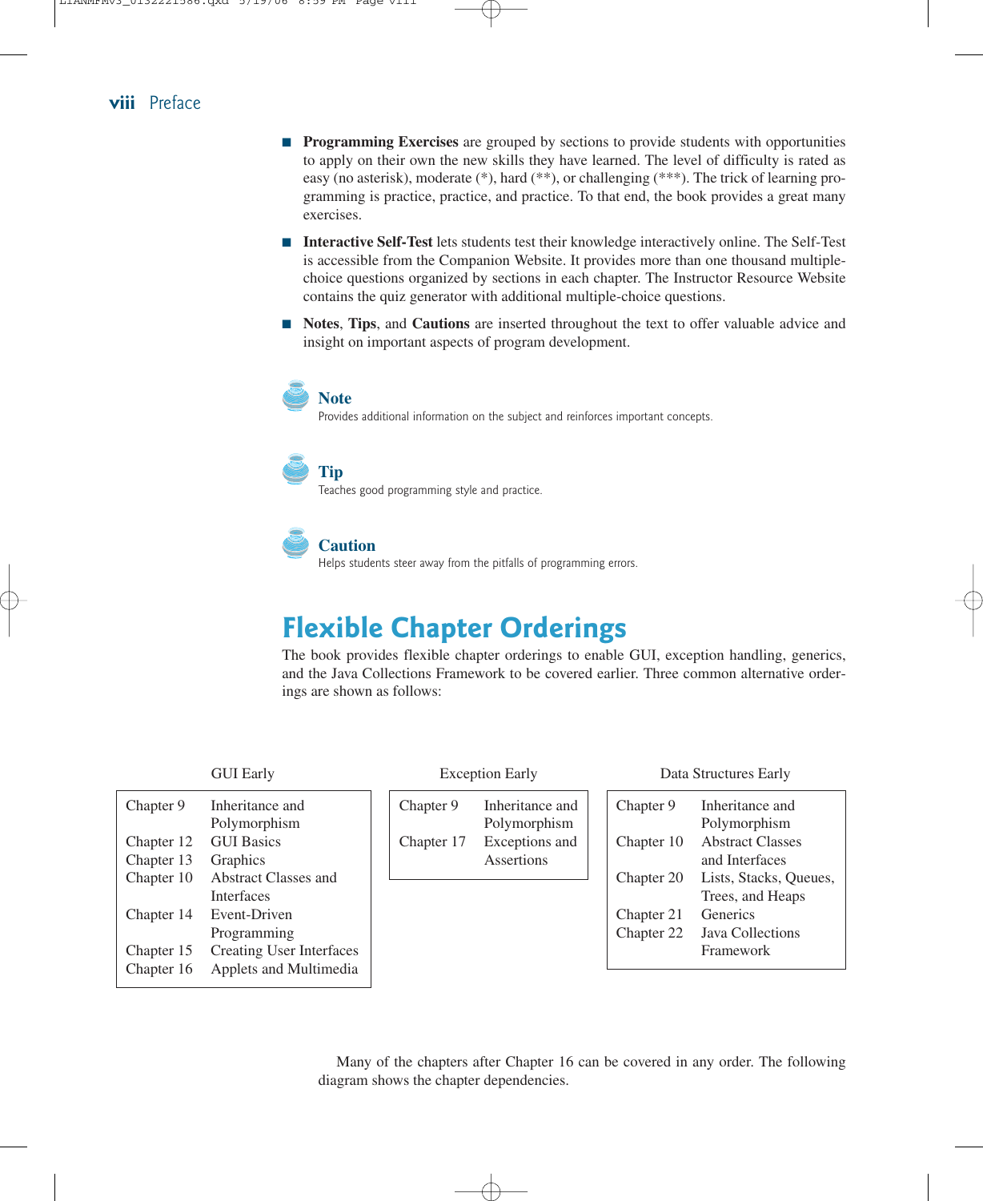- **Programming Exercises** are grouped by sections to provide students with opportunities to apply on their own the new skills they have learned. The level of difficulty is rated as easy (no asterisk), moderate (*), hard (**), or challenging (***). The trick of learning programming is practice, practice, and practice. To that end, the book provides a great many exercises.
- **Interactive Self-Test** lets students test their knowledge interactively online. The Self-Test is accessible from the Companion Website. It provides more than one thousand multiple-choice questions organized by sections in each chapter. The Instructor Resource Website contains the quiz generator with additional multiple-choice questions.
- **Notes**, **Tips**, and **Cautions** are inserted throughout the text to offer valuable advice and insight on important aspects of program development.

**Note**
Provides additional information on the subject and reinforces important concepts.

**Tip**
Teaches good programming style and practice.

**Caution**
Helps students steer away from the pitfalls of programming errors.

## Flexible Chapter Orderings

The book provides flexible chapter orderings to enable GUI, exception handling, generics, and the Java Collections Framework to be covered earlier. Three common alternative orderings are shown as follows:

GUI Early

| | |
|---|---|
| Chapter 9 | Inheritance and Polymorphism |
| Chapter 12 | GUI Basics |
| Chapter 13 | Graphics |
| Chapter 10 | Abstract Classes and Interfaces |
| Chapter 14 | Event-Driven Programming |
| Chapter 15 | Creating User Interfaces |
| Chapter 16 | Applets and Multimedia |

Exception Early

| | |
|---|---|
| Chapter 9 | Inheritance and Polymorphism |
| Chapter 17 | Exceptions and Assertions |

Data Structures Early

| | |
|---|---|
| Chapter 9 | Inheritance and Polymorphism |
| Chapter 10 | Abstract Classes and Interfaces |
| Chapter 20 | Lists, Stacks, Queues, Trees, and Heaps |
| Chapter 21 | Generics |
| Chapter 22 | Java Collections Framework |

Many of the chapters after Chapter 16 can be covered in any order. The following diagram shows the chapter dependencies.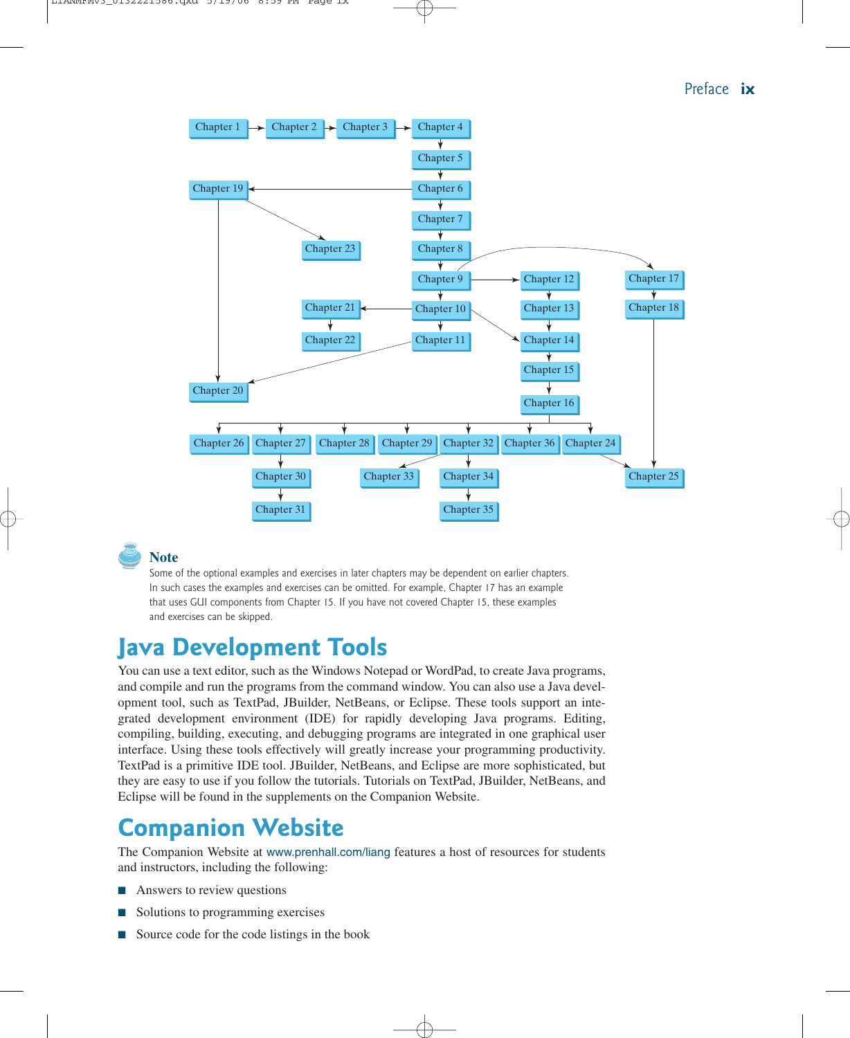**Note**

Some of the optional examples and exercises in later chapters may be dependent on earlier chapters. In such cases the examples and exercises can be omitted. For example, Chapter 17 has an example that uses GUI components from Chapter 15. If you have not covered Chapter 15, these examples and exercises can be skipped.

## Java Development Tools

You can use a text editor, such as the Windows Notepad or WordPad, to create Java programs, and compile and run the programs from the command window. You can also use a Java development tool, such as TextPad, JBuilder, NetBeans, or Eclipse. These tools support an integrated development environment (IDE) for rapidly developing Java programs. Editing, compiling, building, executing, and debugging programs are integrated in one graphical user interface. Using these tools effectively will greatly increase your programming productivity. TextPad is a primitive IDE tool. JBuilder, NetBeans, and Eclipse are more sophisticated, but they are easy to use if you follow the tutorials. Tutorials on TextPad, JBuilder, NetBeans, and Eclipse will be found in the supplements on the Companion Website.

## Companion Website

The Companion Website at www.prenhall.com/liang features a host of resources for students and instructors, including the following:

- Answers to review questions
- Solutions to programming exercises
- Source code for the code listings in the book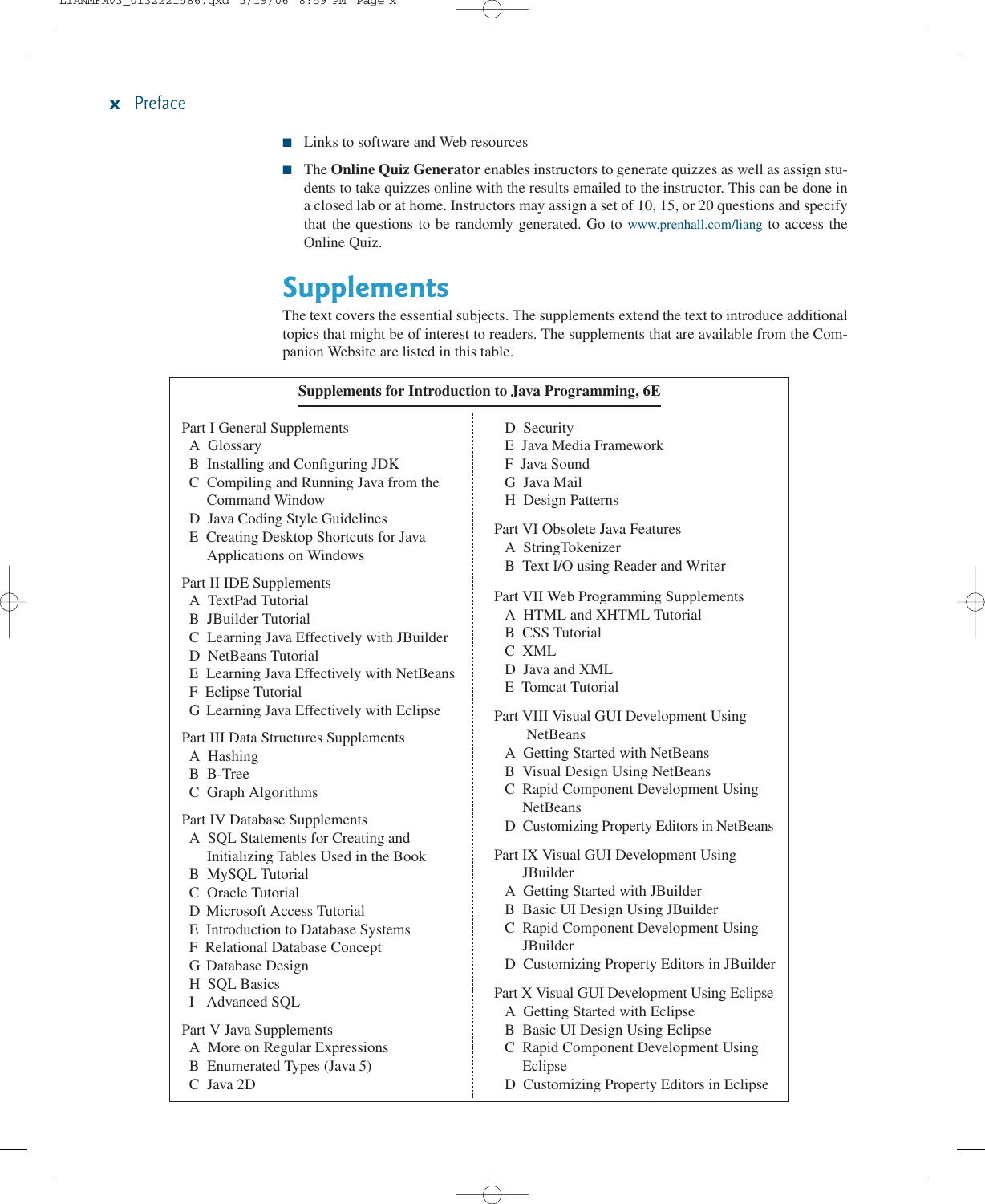- Links to software and Web resources
- The **Online Quiz Generator** enables instructors to generate quizzes as well as assign students to take quizzes online with the results emailed to the instructor. This can be done in a closed lab or at home. Instructors may assign a set of 10, 15, or 20 questions and specify that the questions to be randomly generated. Go to www.prenhall.com/liang to access the Online Quiz.

## Supplements

The text covers the essential subjects. The supplements extend the text to introduce additional topics that might be of interest to readers. The supplements that are available from the Companion Website are listed in this table.

**Supplements for Introduction to Java Programming, 6E**

Part I General Supplements
- A Glossary
- B Installing and Configuring JDK
- C Compiling and Running Java from the Command Window
- D Java Coding Style Guidelines
- E Creating Desktop Shortcuts for Java Applications on Windows

Part II IDE Supplements
- A TextPad Tutorial
- B JBuilder Tutorial
- C Learning Java Effectively with JBuilder
- D NetBeans Tutorial
- E Learning Java Effectively with NetBeans
- F Eclipse Tutorial
- G Learning Java Effectively with Eclipse

Part III Data Structures Supplements
- A Hashing
- B B-Tree
- C Graph Algorithms

Part IV Database Supplements
- A SQL Statements for Creating and Initializing Tables Used in the Book
- B MySQL Tutorial
- C Oracle Tutorial
- D Microsoft Access Tutorial
- E Introduction to Database Systems
- F Relational Database Concept
- G Database Design
- H SQL Basics
- I Advanced SQL

Part V Java Supplements
- A More on Regular Expressions
- B Enumerated Types (Java 5)
- C Java 2D
- D Security
- E Java Media Framework
- F Java Sound
- G Java Mail
- H Design Patterns

Part VI Obsolete Java Features
- A StringTokenizer
- B Text I/O using Reader and Writer

Part VII Web Programming Supplements
- A HTML and XHTML Tutorial
- B CSS Tutorial
- C XML
- D Java and XML
- E Tomcat Tutorial

Part VIII Visual GUI Development Using NetBeans
- A Getting Started with NetBeans
- B Visual Design Using NetBeans
- C Rapid Component Development Using NetBeans
- D Customizing Property Editors in NetBeans

Part IX Visual GUI Development Using JBuilder
- A Getting Started with JBuilder
- B Basic UI Design Using JBuilder
- C Rapid Component Development Using JBuilder
- D Customizing Property Editors in JBuilder

Part X Visual GUI Development Using Eclipse
- A Getting Started with Eclipse
- B Basic UI Design Using Eclipse
- C Rapid Component Development Using Eclipse
- D Customizing Property Editors in Eclipse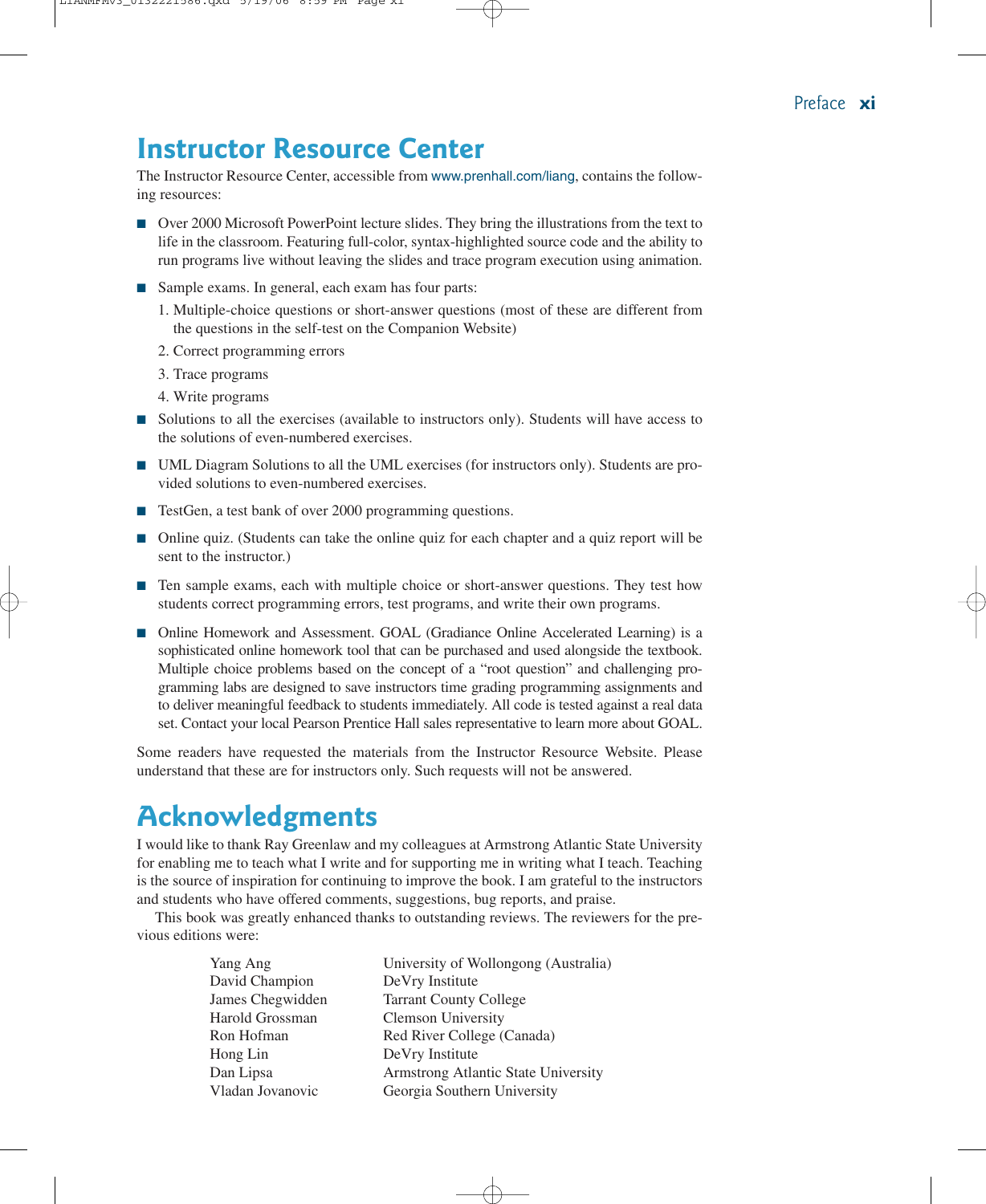## Instructor Resource Center

The Instructor Resource Center, accessible from www.prenhall.com/liang, contains the following resources:

- Over 2000 Microsoft PowerPoint lecture slides. They bring the illustrations from the text to life in the classroom. Featuring full-color, syntax-highlighted source code and the ability to run programs live without leaving the slides and trace program execution using animation.
- Sample exams. In general, each exam has four parts:
  1. Multiple-choice questions or short-answer questions (most of these are different from the questions in the self-test on the Companion Website)
  2. Correct programming errors
  3. Trace programs
  4. Write programs
- Solutions to all the exercises (available to instructors only). Students will have access to the solutions of even-numbered exercises.
- UML Diagram Solutions to all the UML exercises (for instructors only). Students are provided solutions to even-numbered exercises.
- TestGen, a test bank of over 2000 programming questions.
- Online quiz. (Students can take the online quiz for each chapter and a quiz report will be sent to the instructor.)
- Ten sample exams, each with multiple choice or short-answer questions. They test how students correct programming errors, test programs, and write their own programs.
- Online Homework and Assessment. GOAL (Gradiance Online Accelerated Learning) is a sophisticated online homework tool that can be purchased and used alongside the textbook. Multiple choice problems based on the concept of a "root question" and challenging programming labs are designed to save instructors time grading programming assignments and to deliver meaningful feedback to students immediately. All code is tested against a real data set. Contact your local Pearson Prentice Hall sales representative to learn more about GOAL.

Some readers have requested the materials from the Instructor Resource Website. Please understand that these are for instructors only. Such requests will not be answered.

## Acknowledgments

I would like to thank Ray Greenlaw and my colleagues at Armstrong Atlantic State University for enabling me to teach what I write and for supporting me in writing what I teach. Teaching is the source of inspiration for continuing to improve the book. I am grateful to the instructors and students who have offered comments, suggestions, bug reports, and praise.

This book was greatly enhanced thanks to outstanding reviews. The reviewers for the previous editions were:

| | |
|---|---|
| Yang Ang | University of Wollongong (Australia) |
| David Champion | DeVry Institute |
| James Chegwidden | Tarrant County College |
| Harold Grossman | Clemson University |
| Ron Hofman | Red River College (Canada) |
| Hong Lin | DeVry Institute |
| Dan Lipsa | Armstrong Atlantic State University |
| Vladan Jovanovic | Georgia Southern University |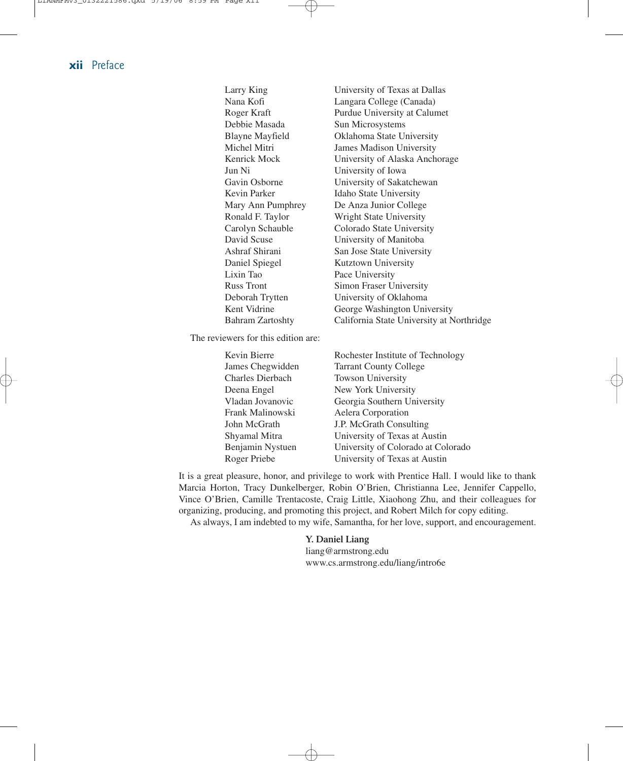| | |
|---|---|
| Larry King | University of Texas at Dallas |
| Nana Kofi | Langara College (Canada) |
| Roger Kraft | Purdue University at Calumet |
| Debbie Masada | Sun Microsystems |
| Blayne Mayfield | Oklahoma State University |
| Michel Mitri | James Madison University |
| Kenrick Mock | University of Alaska Anchorage |
| Jun Ni | University of Iowa |
| Gavin Osborne | University of Sakatchewan |
| Kevin Parker | Idaho State University |
| Mary Ann Pumphrey | De Anza Junior College |
| Ronald F. Taylor | Wright State University |
| Carolyn Schauble | Colorado State University |
| David Scuse | University of Manitoba |
| Ashraf Shirani | San Jose State University |
| Daniel Spiegel | Kutztown University |
| Lixin Tao | Pace University |
| Russ Tront | Simon Fraser University |
| Deborah Trytten | University of Oklahoma |
| Kent Vidrine | George Washington University |
| Bahram Zartoshty | California State University at Northridge |

The reviewers for this edition are:

| | |
|---|---|
| Kevin Bierre | Rochester Institute of Technology |
| James Chegwidden | Tarrant County College |
| Charles Dierbach | Towson University |
| Deena Engel | New York University |
| Vladan Jovanovic | Georgia Southern University |
| Frank Malinowski | Aelera Corporation |
| John McGrath | J.P. McGrath Consulting |
| Shyamal Mitra | University of Texas at Austin |
| Benjamin Nystuen | University of Colorado at Colorado |
| Roger Priebe | University of Texas at Austin |

It is a great pleasure, honor, and privilege to work with Prentice Hall. I would like to thank Marcia Horton, Tracy Dunkelberger, Robin O'Brien, Christianna Lee, Jennifer Cappello, Vince O'Brien, Camille Trentacoste, Craig Little, Xiaohong Zhu, and their colleagues for organizing, producing, and promoting this project, and Robert Milch for copy editing.

As always, I am indebted to my wife, Samantha, for her love, support, and encouragement.

**Y. Daniel Liang**
liang@armstrong.edu
www.cs.armstrong.edu/liang/intro6e